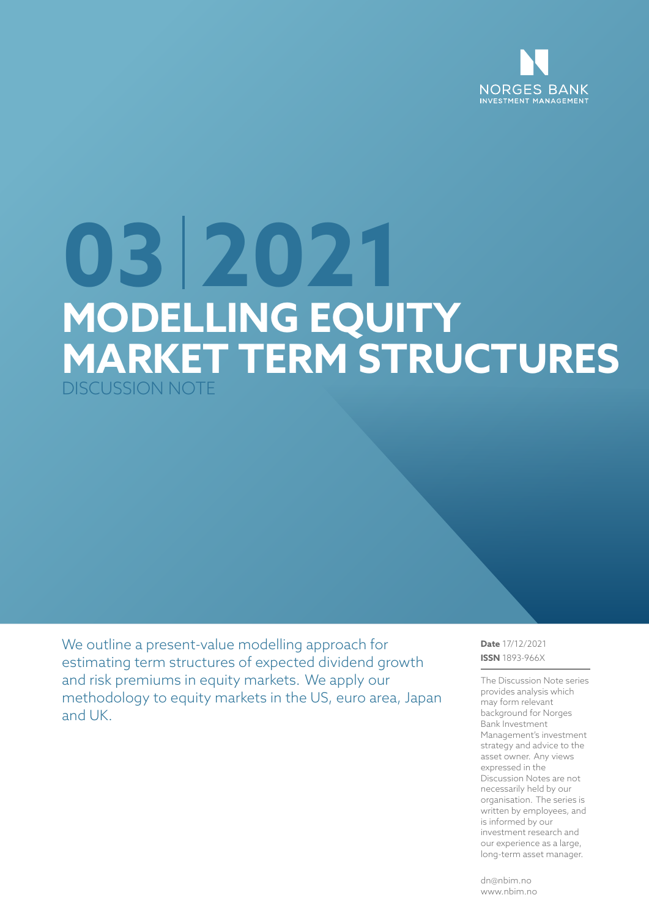NORGES BANK
INVESTMENT MANAGEMENT

# 03 | 2021

# MODELLING EQUITY MARKET TERM STRUCTURES

DISCUSSION NOTE

We outline a present-value modelling approach for estimating term structures of expected dividend growth and risk premiums in equity markets. We apply our methodology to equity markets in the US, euro area, Japan and UK.

**Date** 17/12/2021
**ISSN** 1893-966X

The Discussion Note series provides analysis which may form relevant background for Norges Bank Investment Management's investment strategy and advice to the asset owner. Any views expressed in the Discussion Notes are not necessarily held by our organisation. The series is written by employees, and is informed by our investment research and our experience as a large, long-term asset manager.

dn@nbim.no
www.nbim.no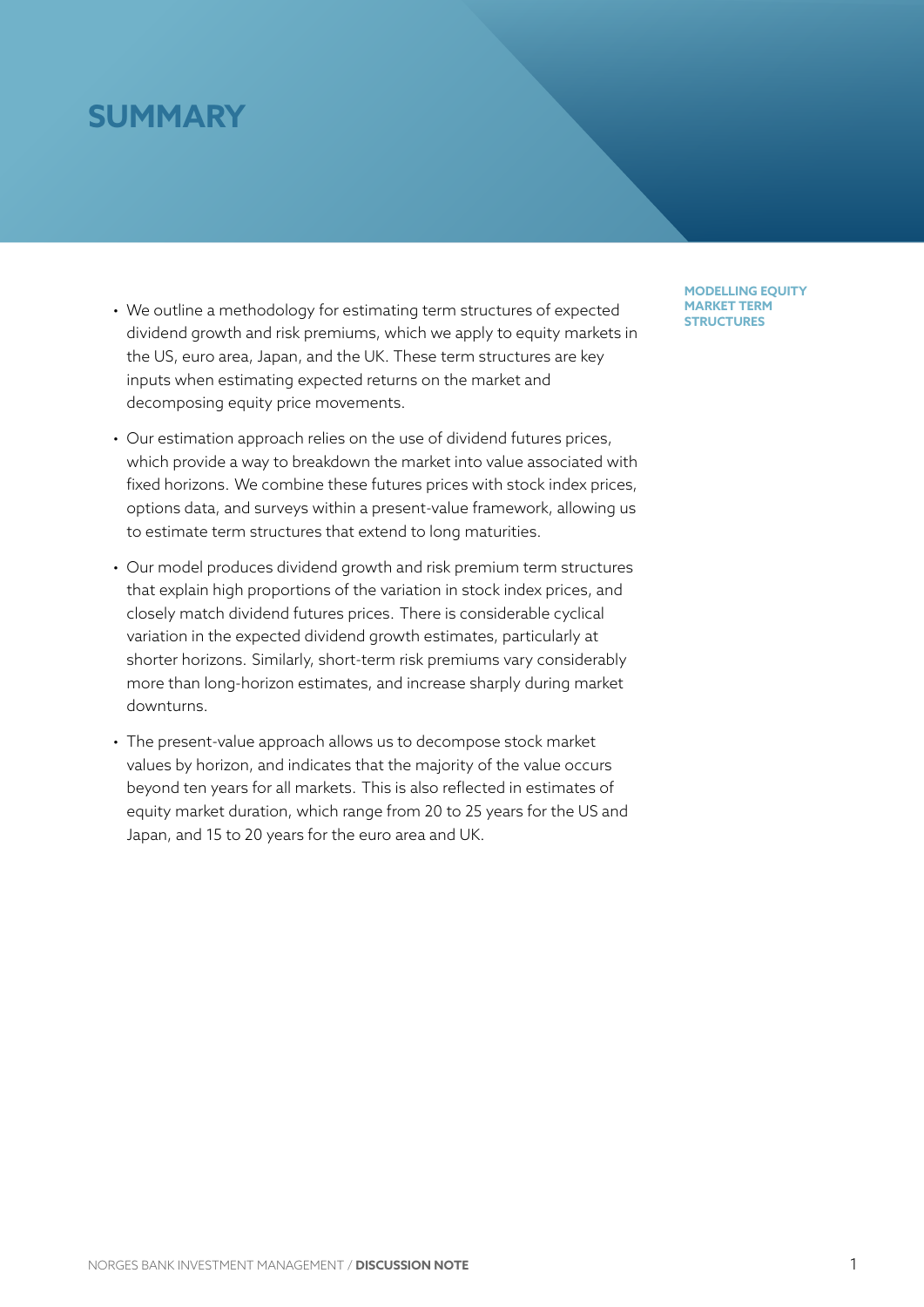# SUMMARY

**MODELLING EQUITY MARKET TERM STRUCTURES**

- We outline a methodology for estimating term structures of expected dividend growth and risk premiums, which we apply to equity markets in the US, euro area, Japan, and the UK. These term structures are key inputs when estimating expected returns on the market and decomposing equity price movements.
- Our estimation approach relies on the use of dividend futures prices, which provide a way to breakdown the market into value associated with fixed horizons. We combine these futures prices with stock index prices, options data, and surveys within a present-value framework, allowing us to estimate term structures that extend to long maturities.
- Our model produces dividend growth and risk premium term structures that explain high proportions of the variation in stock index prices, and closely match dividend futures prices. There is considerable cyclical variation in the expected dividend growth estimates, particularly at shorter horizons. Similarly, short-term risk premiums vary considerably more than long-horizon estimates, and increase sharply during market downturns.
- The present-value approach allows us to decompose stock market values by horizon, and indicates that the majority of the value occurs beyond ten years for all markets. This is also reflected in estimates of equity market duration, which range from 20 to 25 years for the US and Japan, and 15 to 20 years for the euro area and UK.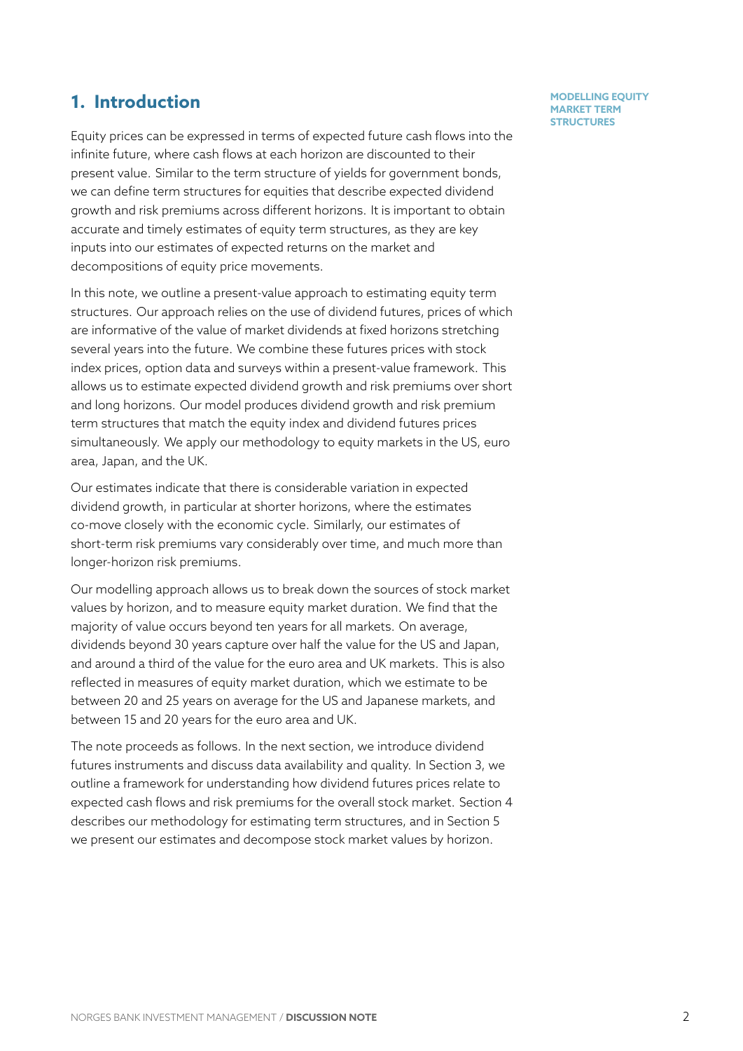## 1. Introduction

Equity prices can be expressed in terms of expected future cash flows into the infinite future, where cash flows at each horizon are discounted to their present value. Similar to the term structure of yields for government bonds, we can define term structures for equities that describe expected dividend growth and risk premiums across different horizons. It is important to obtain accurate and timely estimates of equity term structures, as they are key inputs into our estimates of expected returns on the market and decompositions of equity price movements.

In this note, we outline a present-value approach to estimating equity term structures. Our approach relies on the use of dividend futures, prices of which are informative of the value of market dividends at fixed horizons stretching several years into the future. We combine these futures prices with stock index prices, option data and surveys within a present-value framework. This allows us to estimate expected dividend growth and risk premiums over short and long horizons. Our model produces dividend growth and risk premium term structures that match the equity index and dividend futures prices simultaneously. We apply our methodology to equity markets in the US, euro area, Japan, and the UK.

Our estimates indicate that there is considerable variation in expected dividend growth, in particular at shorter horizons, where the estimates co-move closely with the economic cycle. Similarly, our estimates of short-term risk premiums vary considerably over time, and much more than longer-horizon risk premiums.

Our modelling approach allows us to break down the sources of stock market values by horizon, and to measure equity market duration. We find that the majority of value occurs beyond ten years for all markets. On average, dividends beyond 30 years capture over half the value for the US and Japan, and around a third of the value for the euro area and UK markets. This is also reflected in measures of equity market duration, which we estimate to be between 20 and 25 years on average for the US and Japanese markets, and between 15 and 20 years for the euro area and UK.

The note proceeds as follows. In the next section, we introduce dividend futures instruments and discuss data availability and quality. In Section 3, we outline a framework for understanding how dividend futures prices relate to expected cash flows and risk premiums for the overall stock market. Section 4 describes our methodology for estimating term structures, and in Section 5 we present our estimates and decompose stock market values by horizon.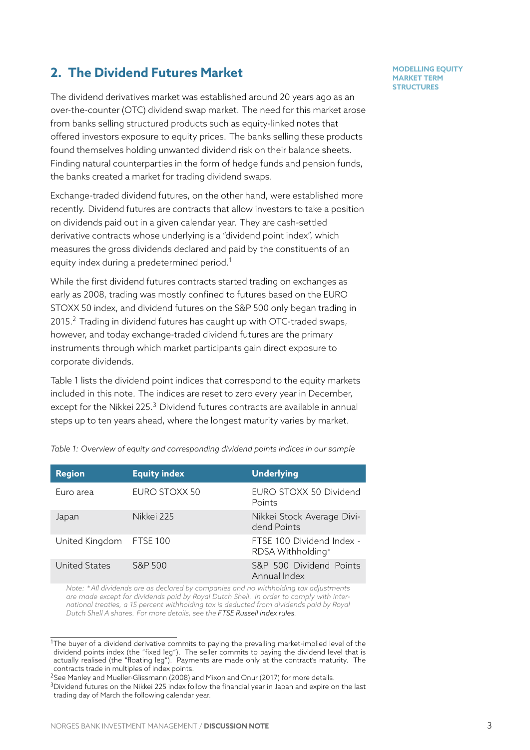## 2. The Dividend Futures Market

The dividend derivatives market was established around 20 years ago as an over-the-counter (OTC) dividend swap market. The need for this market arose from banks selling structured products such as equity-linked notes that offered investors exposure to equity prices. The banks selling these products found themselves holding unwanted dividend risk on their balance sheets. Finding natural counterparties in the form of hedge funds and pension funds, the banks created a market for trading dividend swaps.

Exchange-traded dividend futures, on the other hand, were established more recently. Dividend futures are contracts that allow investors to take a position on dividends paid out in a given calendar year. They are cash-settled derivative contracts whose underlying is a "dividend point index", which measures the gross dividends declared and paid by the constituents of an equity index during a predetermined period.[1]

While the first dividend futures contracts started trading on exchanges as early as 2008, trading was mostly confined to futures based on the EURO STOXX 50 index, and dividend futures on the S&P 500 only began trading in 2015.[2] Trading in dividend futures has caught up with OTC-traded swaps, however, and today exchange-traded dividend futures are the primary instruments through which market participants gain direct exposure to corporate dividends.

Table 1 lists the dividend point indices that correspond to the equity markets included in this note. The indices are reset to zero every year in December, except for the Nikkei 225.[3] Dividend futures contracts are available in annual steps up to ten years ahead, where the longest maturity varies by market.

*Table 1: Overview of equity and corresponding dividend points indices in our sample*

| Region | Equity index | Underlying |
|---|---|---|
| Euro area | EURO STOXX 50 | EURO STOXX 50 Dividend Points |
| Japan | Nikkei 225 | Nikkei Stock Average Dividend Points |
| United Kingdom | FTSE 100 | FTSE 100 Dividend Index - RDSA Withholding* |
| United States | S&P 500 | S&P 500 Dividend Points Annual Index |

*Note: *All dividends are as declared by companies and no withholding tax adjustments are made except for dividends paid by Royal Dutch Shell. In order to comply with international treaties, a 15 percent withholding tax is deducted from dividends paid by Royal Dutch Shell A shares. For more details, see the FTSE Russell index rules.*

---

[1] The buyer of a dividend derivative commits to paying the prevailing market-implied level of the dividend points index (the "fixed leg"). The seller commits to paying the dividend level that is actually realised (the "floating leg"). Payments are made only at the contract's maturity. The contracts trade in multiples of index points.

[2] See Manley and Mueller-Glissmann (2008) and Mixon and Onur (2017) for more details.

[3] Dividend futures on the Nikkei 225 index follow the financial year in Japan and expire on the last trading day of March the following calendar year.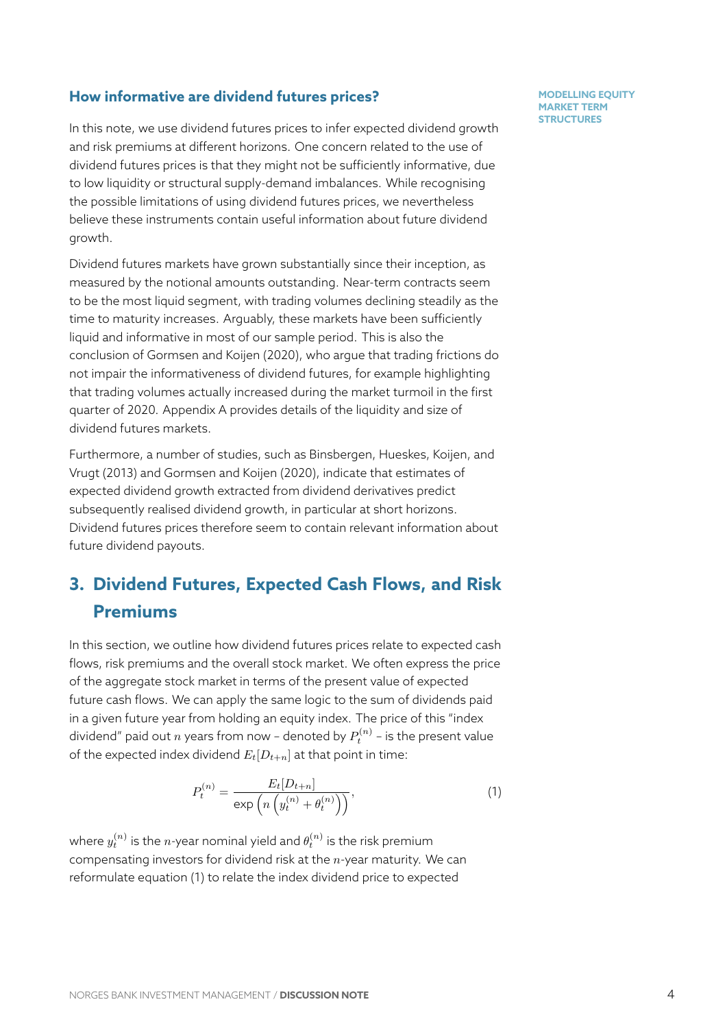### How informative are dividend futures prices?

In this note, we use dividend futures prices to infer expected dividend growth and risk premiums at different horizons. One concern related to the use of dividend futures prices is that they might not be sufficiently informative, due to low liquidity or structural supply-demand imbalances. While recognising the possible limitations of using dividend futures prices, we nevertheless believe these instruments contain useful information about future dividend growth.

Dividend futures markets have grown substantially since their inception, as measured by the notional amounts outstanding. Near-term contracts seem to be the most liquid segment, with trading volumes declining steadily as the time to maturity increases. Arguably, these markets have been sufficiently liquid and informative in most of our sample period. This is also the conclusion of Gormsen and Koijen (2020), who argue that trading frictions do not impair the informativeness of dividend futures, for example highlighting that trading volumes actually increased during the market turmoil in the first quarter of 2020. Appendix A provides details of the liquidity and size of dividend futures markets.

Furthermore, a number of studies, such as Binsbergen, Hueskes, Koijen, and Vrugt (2013) and Gormsen and Koijen (2020), indicate that estimates of expected dividend growth extracted from dividend derivatives predict subsequently realised dividend growth, in particular at short horizons. Dividend futures prices therefore seem to contain relevant information about future dividend payouts.

## 3. Dividend Futures, Expected Cash Flows, and Risk Premiums

In this section, we outline how dividend futures prices relate to expected cash flows, risk premiums and the overall stock market. We often express the price of the aggregate stock market in terms of the present value of expected future cash flows. We can apply the same logic to the sum of dividends paid in a given future year from holding an equity index. The price of this "index dividend" paid out $n$ years from now – denoted by $P_t^{(n)}$ – is the present value of the expected index dividend $E_t[D_{t+n}]$ at that point in time:

$$P_t^{(n)} = \frac{E_t[D_{t+n}]}{\exp\left(n\left(y_t^{(n)} + \theta_t^{(n)}\right)\right)}, \tag{1}$$

where $y_t^{(n)}$ is the $n$-year nominal yield and $\theta_t^{(n)}$ is the risk premium compensating investors for dividend risk at the $n$-year maturity. We can reformulate equation (1) to relate the index dividend price to expected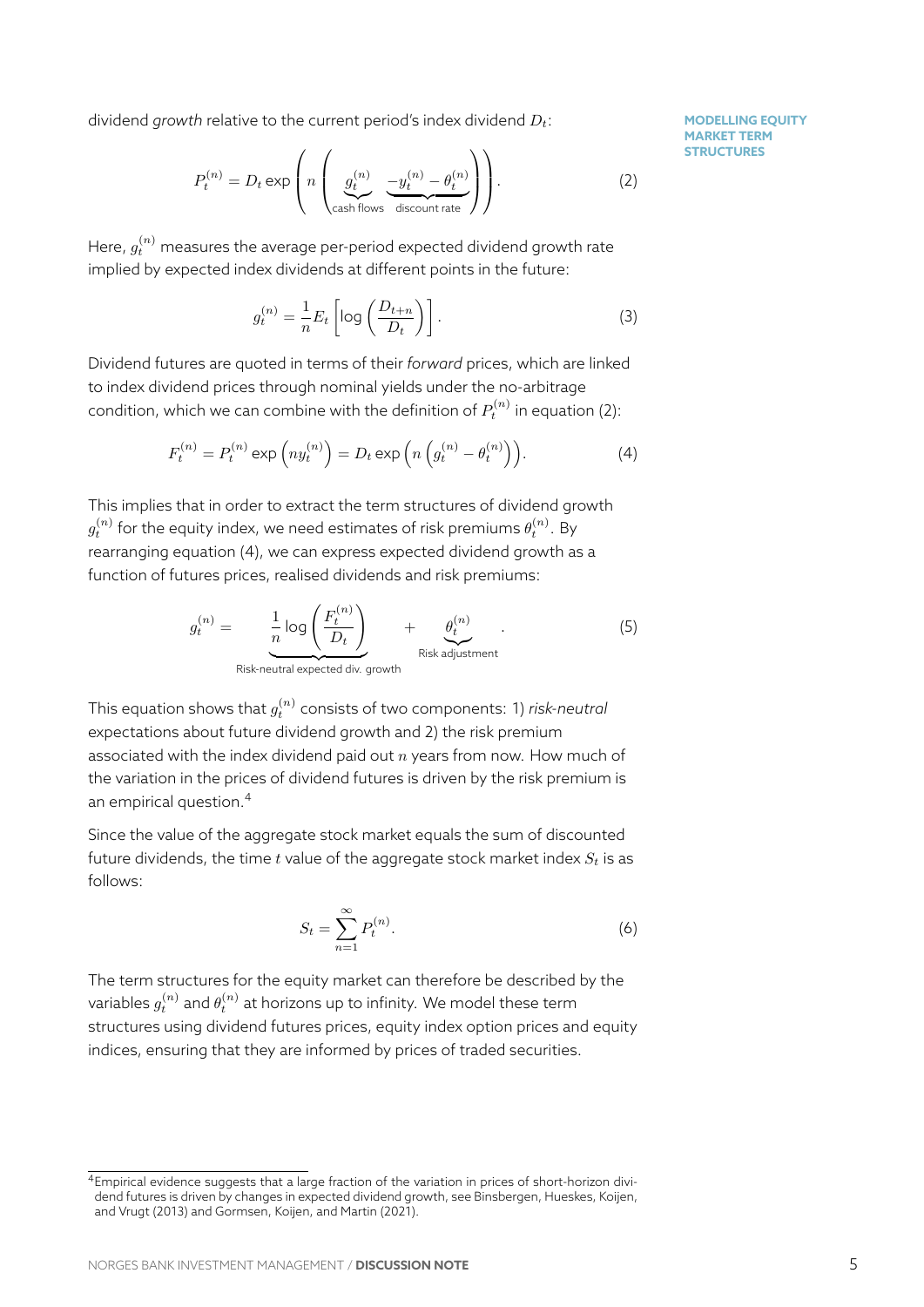dividend *growth* relative to the current period's index dividend $D_t$:

$$P_t^{(n)} = D_t \exp\left(n\left(\underbrace{g_t^{(n)}}_{\text{cash flows}} \underbrace{-y_t^{(n)} - \theta_t^{(n)}}_{\text{discount rate}}\right)\right). \tag{2}$$

Here, $g_t^{(n)}$ measures the average per-period expected dividend growth rate implied by expected index dividends at different points in the future:

$$g_t^{(n)} = \frac{1}{n} E_t\left[\log\left(\frac{D_{t+n}}{D_t}\right)\right]. \tag{3}$$

Dividend futures are quoted in terms of their *forward* prices, which are linked to index dividend prices through nominal yields under the no-arbitrage condition, which we can combine with the definition of $P_t^{(n)}$ in equation (2):

$$F_t^{(n)} = P_t^{(n)} \exp\left(n y_t^{(n)}\right) = D_t \exp\left(n\left(g_t^{(n)} - \theta_t^{(n)}\right)\right). \tag{4}$$

This implies that in order to extract the term structures of dividend growth $g_t^{(n)}$ for the equity index, we need estimates of risk premiums $\theta_t^{(n)}$. By rearranging equation (4), we can express expected dividend growth as a function of futures prices, realised dividends and risk premiums:

$$g_t^{(n)} = \underbrace{\frac{1}{n}\log\left(\frac{F_t^{(n)}}{D_t}\right)}_{\text{Risk-neutral expected div. growth}} + \underbrace{\theta_t^{(n)}}_{\text{Risk adjustment}}. \tag{5}$$

This equation shows that $g_t^{(n)}$ consists of two components: 1) *risk-neutral* expectations about future dividend growth and 2) the risk premium associated with the index dividend paid out $n$ years from now. How much of the variation in the prices of dividend futures is driven by the risk premium is an empirical question.[4]

Since the value of the aggregate stock market equals the sum of discounted future dividends, the time $t$ value of the aggregate stock market index $S_t$ is as follows:

$$S_t = \sum_{n=1}^{\infty} P_t^{(n)}. \tag{6}$$

The term structures for the equity market can therefore be described by the variables $g_t^{(n)}$ and $\theta_t^{(n)}$ at horizons up to infinity. We model these term structures using dividend futures prices, equity index option prices and equity indices, ensuring that they are informed by prices of traded securities.

[4] Empirical evidence suggests that a large fraction of the variation in prices of short-horizon dividend futures is driven by changes in expected dividend growth, see Binsbergen, Hueskes, Koijen, and Vrugt (2013) and Gormsen, Koijen, and Martin (2021).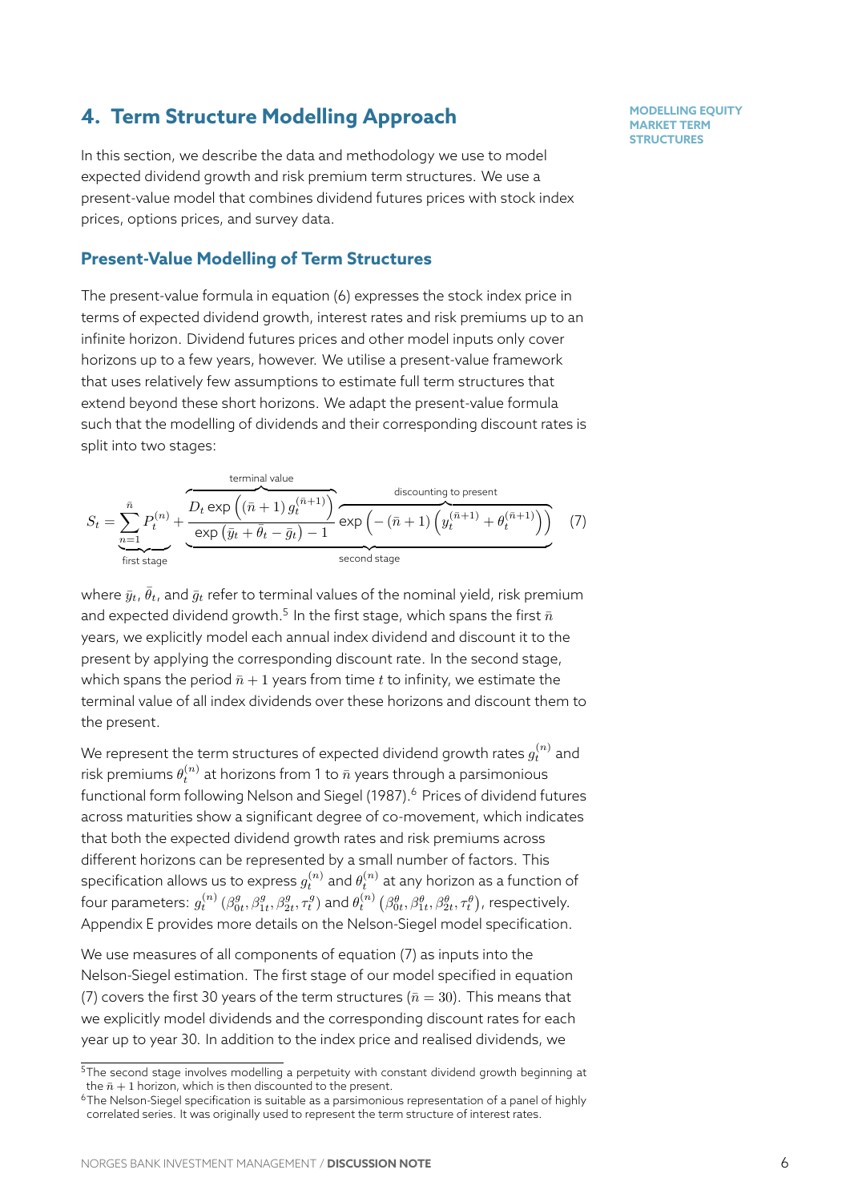## 4. Term Structure Modelling Approach

In this section, we describe the data and methodology we use to model expected dividend growth and risk premium term structures. We use a present-value model that combines dividend futures prices with stock index prices, options prices, and survey data.

### Present-Value Modelling of Term Structures

The present-value formula in equation (6) expresses the stock index price in terms of expected dividend growth, interest rates and risk premiums up to an infinite horizon. Dividend futures prices and other model inputs only cover horizons up to a few years, however. We utilise a present-value framework that uses relatively few assumptions to estimate full term structures that extend beyond these short horizons. We adapt the present-value formula such that the modelling of dividends and their corresponding discount rates is split into two stages:

$$S_t = \underbrace{\sum_{n=1}^{\bar{n}} P_t^{(n)}}_{\text{first stage}} + \underbrace{\overbrace{\frac{D_t \exp\left((\bar{n}+1)\, g_t^{(\bar{n}+1)}\right)}{\exp\left(\bar{y}_t + \bar{\theta}_t - \bar{g}_t\right) - 1}}^{\text{terminal value}} \overbrace{\exp\left(-\left(\bar{n}+1\right)\left(y_t^{(\bar{n}+1)} + \theta_t^{(\bar{n}+1)}\right)\right)}^{\text{discounting to present}}}_{\text{second stage}} \quad (7)$$

where $\bar{y}_t$, $\bar{\theta}_t$, and $\bar{g}_t$ refer to terminal values of the nominal yield, risk premium and expected dividend growth.[5] In the first stage, which spans the first $\bar{n}$ years, we explicitly model each annual index dividend and discount it to the present by applying the corresponding discount rate. In the second stage, which spans the period $\bar{n}+1$ years from time $t$ to infinity, we estimate the terminal value of all index dividends over these horizons and discount them to the present.

We represent the term structures of expected dividend growth rates $g_t^{(n)}$ and risk premiums $\theta_t^{(n)}$ at horizons from 1 to $\bar{n}$ years through a parsimonious functional form following Nelson and Siegel (1987).[6] Prices of dividend futures across maturities show a significant degree of co-movement, which indicates that both the expected dividend growth rates and risk premiums across different horizons can be represented by a small number of factors. This specification allows us to express $g_t^{(n)}$ and $\theta_t^{(n)}$ at any horizon as a function of four parameters: $g_t^{(n)}\left(\beta_{0t}^g, \beta_{1t}^g, \beta_{2t}^g, \tau_t^g\right)$ and $\theta_t^{(n)}\left(\beta_{0t}^\theta, \beta_{1t}^\theta, \beta_{2t}^\theta, \tau_t^\theta\right)$, respectively. Appendix E provides more details on the Nelson-Siegel model specification.

We use measures of all components of equation (7) as inputs into the Nelson-Siegel estimation. The first stage of our model specified in equation (7) covers the first 30 years of the term structures ($\bar{n} = 30$). This means that we explicitly model dividends and the corresponding discount rates for each year up to year 30. In addition to the index price and realised dividends, we

[5] The second stage involves modelling a perpetuity with constant dividend growth beginning at the $\bar{n}+1$ horizon, which is then discounted to the present.

[6] The Nelson-Siegel specification is suitable as a parsimonious representation of a panel of highly correlated series. It was originally used to represent the term structure of interest rates.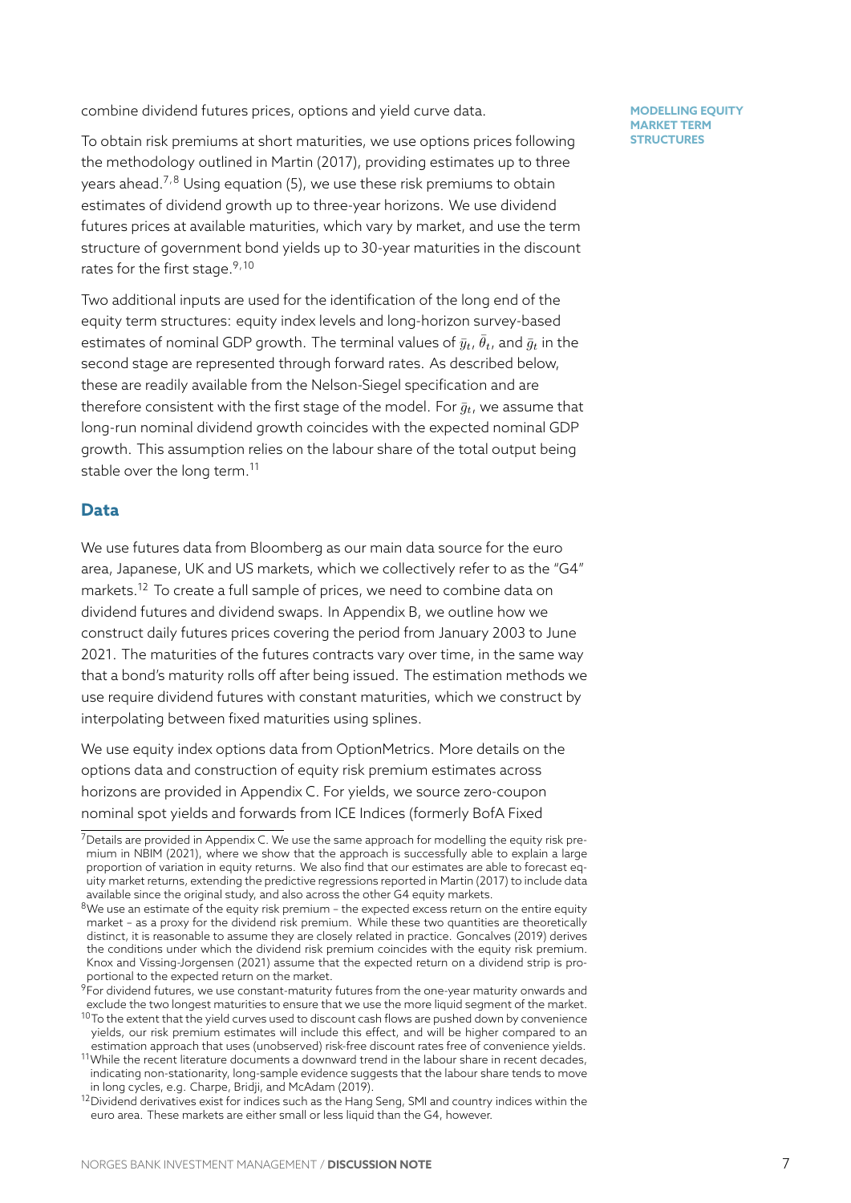combine dividend futures prices, options and yield curve data.

To obtain risk premiums at short maturities, we use options prices following the methodology outlined in Martin (2017), providing estimates up to three years ahead.[7,8] Using equation (5), we use these risk premiums to obtain estimates of dividend growth up to three-year horizons. We use dividend futures prices at available maturities, which vary by market, and use the term structure of government bond yields up to 30-year maturities in the discount rates for the first stage.[9,10]

Two additional inputs are used for the identification of the long end of the equity term structures: equity index levels and long-horizon survey-based estimates of nominal GDP growth. The terminal values of $\bar{y}_t$, $\bar{\theta}_t$, and $\bar{g}_t$ in the second stage are represented through forward rates. As described below, these are readily available from the Nelson-Siegel specification and are therefore consistent with the first stage of the model. For $\bar{g}_t$, we assume that long-run nominal dividend growth coincides with the expected nominal GDP growth. This assumption relies on the labour share of the total output being stable over the long term.[11]

## Data

We use futures data from Bloomberg as our main data source for the euro area, Japanese, UK and US markets, which we collectively refer to as the "G4" markets.[12] To create a full sample of prices, we need to combine data on dividend futures and dividend swaps. In Appendix B, we outline how we construct daily futures prices covering the period from January 2003 to June 2021. The maturities of the futures contracts vary over time, in the same way that a bond's maturity rolls off after being issued. The estimation methods we use require dividend futures with constant maturities, which we construct by interpolating between fixed maturities using splines.

We use equity index options data from OptionMetrics. More details on the options data and construction of equity risk premium estimates across horizons are provided in Appendix C. For yields, we source zero-coupon nominal spot yields and forwards from ICE Indices (formerly BofA Fixed

[7] Details are provided in Appendix C. We use the same approach for modelling the equity risk premium in NBIM (2021), where we show that the approach is successfully able to explain a large proportion of variation in equity returns. We also find that our estimates are able to forecast equity market returns, extending the predictive regressions reported in Martin (2017) to include data available since the original study, and also across the other G4 equity markets.

[8] We use an estimate of the equity risk premium – the expected excess return on the entire equity market – as a proxy for the dividend risk premium. While these two quantities are theoretically distinct, it is reasonable to assume they are closely related in practice. Goncalves (2019) derives the conditions under which the dividend risk premium coincides with the equity risk premium. Knox and Vissing-Jorgensen (2021) assume that the expected return on a dividend strip is proportional to the expected return on the market.

[9] For dividend futures, we use constant-maturity futures from the one-year maturity onwards and exclude the two longest maturities to ensure that we use the more liquid segment of the market.

[10] To the extent that the yield curves used to discount cash flows are pushed down by convenience yields, our risk premium estimates will include this effect, and will be higher compared to an estimation approach that uses (unobserved) risk-free discount rates free of convenience yields.

[11] While the recent literature documents a downward trend in the labour share in recent decades, indicating non-stationarity, long-sample evidence suggests that the labour share tends to move in long cycles, e.g. Charpe, Bridji, and McAdam (2019).

[12] Dividend derivatives exist for indices such as the Hang Seng, SMI and country indices within the euro area. These markets are either small or less liquid than the G4, however.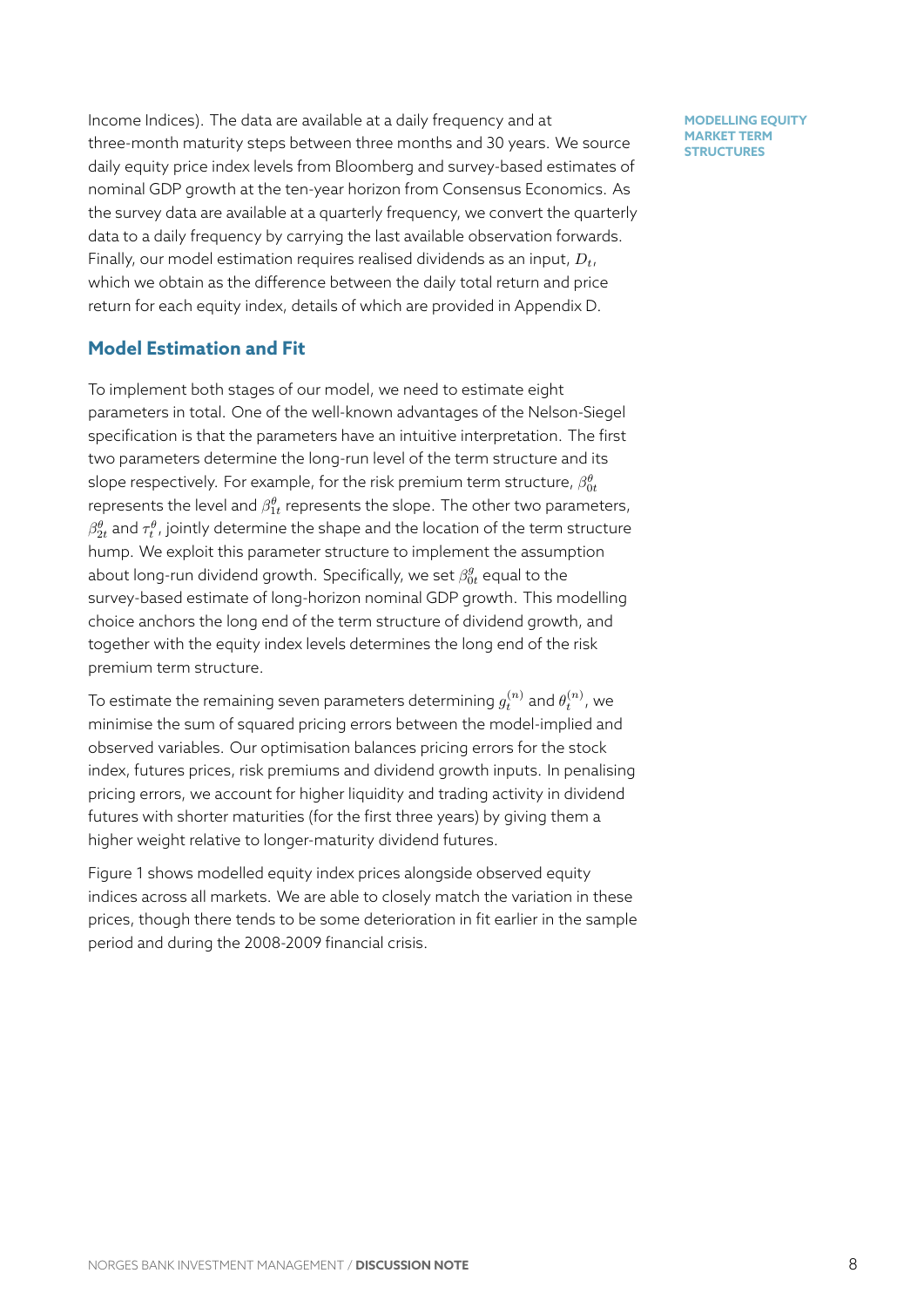Income Indices). The data are available at a daily frequency and at three-month maturity steps between three months and 30 years. We source daily equity price index levels from Bloomberg and survey-based estimates of nominal GDP growth at the ten-year horizon from Consensus Economics. As the survey data are available at a quarterly frequency, we convert the quarterly data to a daily frequency by carrying the last available observation forwards. Finally, our model estimation requires realised dividends as an input, $D_t$, which we obtain as the difference between the daily total return and price return for each equity index, details of which are provided in Appendix D.

## Model Estimation and Fit

To implement both stages of our model, we need to estimate eight parameters in total. One of the well-known advantages of the Nelson-Siegel specification is that the parameters have an intuitive interpretation. The first two parameters determine the long-run level of the term structure and its slope respectively. For example, for the risk premium term structure, $\beta_{0t}^{\theta}$ represents the level and $\beta_{1t}^{\theta}$ represents the slope. The other two parameters, $\beta_{2t}^{\theta}$ and $\tau_t^{\theta}$, jointly determine the shape and the location of the term structure hump. We exploit this parameter structure to implement the assumption about long-run dividend growth. Specifically, we set $\beta_{0t}^{g}$ equal to the survey-based estimate of long-horizon nominal GDP growth. This modelling choice anchors the long end of the term structure of dividend growth, and together with the equity index levels determines the long end of the risk premium term structure.

To estimate the remaining seven parameters determining $g_t^{(n)}$ and $\theta_t^{(n)}$, we minimise the sum of squared pricing errors between the model-implied and observed variables. Our optimisation balances pricing errors for the stock index, futures prices, risk premiums and dividend growth inputs. In penalising pricing errors, we account for higher liquidity and trading activity in dividend futures with shorter maturities (for the first three years) by giving them a higher weight relative to longer-maturity dividend futures.

Figure 1 shows modelled equity index prices alongside observed equity indices across all markets. We are able to closely match the variation in these prices, though there tends to be some deterioration in fit earlier in the sample period and during the 2008-2009 financial crisis.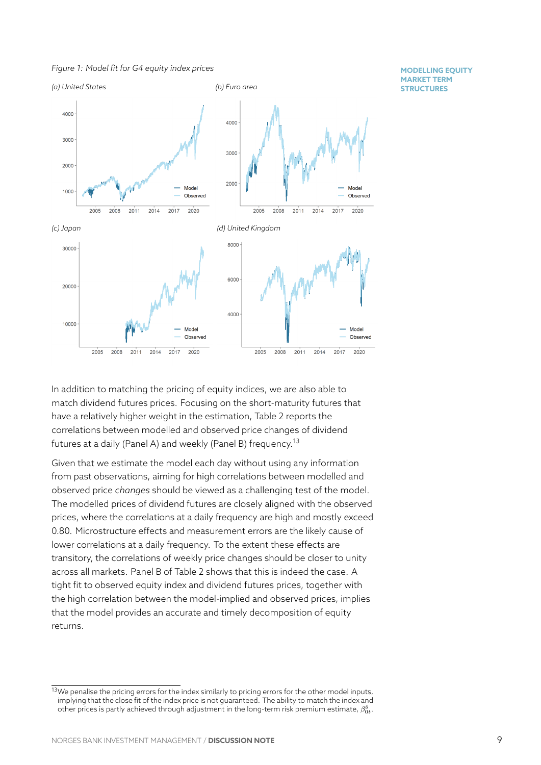*Figure 1: Model fit for G4 equity index prices*

*(a) United States*

*(b) Euro area*

*(c) Japan*

*(d) United Kingdom*

In addition to matching the pricing of equity indices, we are also able to match dividend futures prices. Focusing on the short-maturity futures that have a relatively higher weight in the estimation, Table 2 reports the correlations between modelled and observed price changes of dividend futures at a daily (Panel A) and weekly (Panel B) frequency.[13]

Given that we estimate the model each day without using any information from past observations, aiming for high correlations between modelled and observed price *changes* should be viewed as a challenging test of the model. The modelled prices of dividend futures are closely aligned with the observed prices, where the correlations at a daily frequency are high and mostly exceed 0.80. Microstructure effects and measurement errors are the likely cause of lower correlations at a daily frequency. To the extent these effects are transitory, the correlations of weekly price changes should be closer to unity across all markets. Panel B of Table 2 shows that this is indeed the case. A tight fit to observed equity index and dividend futures prices, together with the high correlation between the model-implied and observed prices, implies that the model provides an accurate and timely decomposition of equity returns.

[13] We penalise the pricing errors for the index similarly to pricing errors for the other model inputs, implying that the close fit of the index price is not guaranteed. The ability to match the index and other prices is partly achieved through adjustment in the long-term risk premium estimate, $\beta^{\theta}_{0t}$.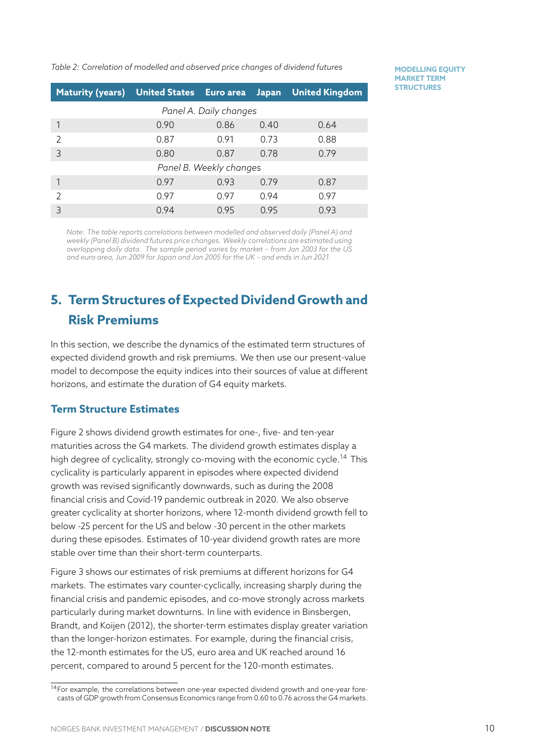*Table 2: Correlation of modelled and observed price changes of dividend futures*

| Maturity (years) | United States | Euro area | Japan | United Kingdom |
|---|---|---|---|---|
| *Panel A. Daily changes* | | | | |
| 1 | 0.90 | 0.86 | 0.40 | 0.64 |
| 2 | 0.87 | 0.91 | 0.73 | 0.88 |
| 3 | 0.80 | 0.87 | 0.78 | 0.79 |
| *Panel B. Weekly changes* | | | | |
| 1 | 0.97 | 0.93 | 0.79 | 0.87 |
| 2 | 0.97 | 0.97 | 0.94 | 0.97 |
| 3 | 0.94 | 0.95 | 0.95 | 0.93 |

*Note: The table reports correlations between modelled and observed daily (Panel A) and weekly (Panel B) dividend futures price changes. Weekly correlations are estimated using overlapping daily data. The sample period varies by market – from Jan 2003 for the US and euro area, Jun 2009 for Japan and Jan 2005 for the UK – and ends in Jun 2021.*

## 5. Term Structures of Expected Dividend Growth and Risk Premiums

In this section, we describe the dynamics of the estimated term structures of expected dividend growth and risk premiums. We then use our present-value model to decompose the equity indices into their sources of value at different horizons, and estimate the duration of G4 equity markets.

### Term Structure Estimates

Figure 2 shows dividend growth estimates for one-, five- and ten-year maturities across the G4 markets. The dividend growth estimates display a high degree of cyclicality, strongly co-moving with the economic cycle.[14] This cyclicality is particularly apparent in episodes where expected dividend growth was revised significantly downwards, such as during the 2008 financial crisis and Covid-19 pandemic outbreak in 2020. We also observe greater cyclicality at shorter horizons, where 12-month dividend growth fell to below -25 percent for the US and below -30 percent in the other markets during these episodes. Estimates of 10-year dividend growth rates are more stable over time than their short-term counterparts.

Figure 3 shows our estimates of risk premiums at different horizons for G4 markets. The estimates vary counter-cyclically, increasing sharply during the financial crisis and pandemic episodes, and co-move strongly across markets particularly during market downturns. In line with evidence in Binsbergen, Brandt, and Koijen (2012), the shorter-term estimates display greater variation than the longer-horizon estimates. For example, during the financial crisis, the 12-month estimates for the US, euro area and UK reached around 16 percent, compared to around 5 percent for the 120-month estimates.

[14] For example, the correlations between one-year expected dividend growth and one-year forecasts of GDP growth from Consensus Economics range from 0.60 to 0.76 across the G4 markets.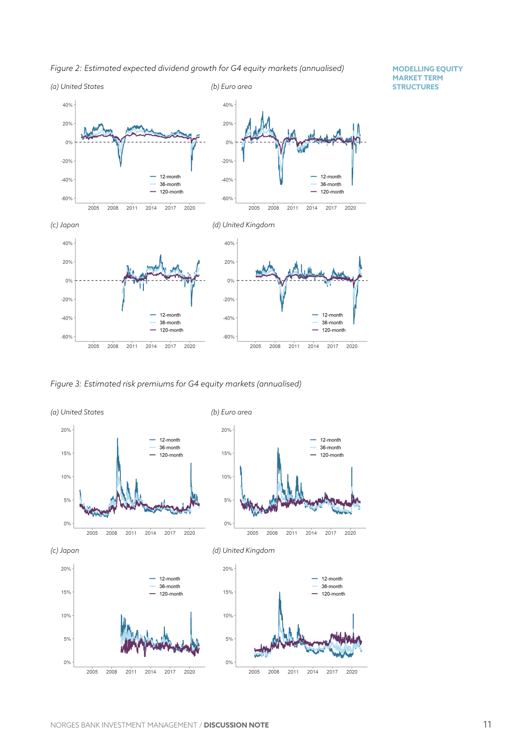*Figure 2: Estimated expected dividend growth for G4 equity markets (annualised)*

*(a) United States*

*(b) Euro area*

*(c) Japan*

*(d) United Kingdom*

*Figure 3: Estimated risk premiums for G4 equity markets (annualised)*

*(a) United States*

*(b) Euro area*

*(c) Japan*

*(d) United Kingdom*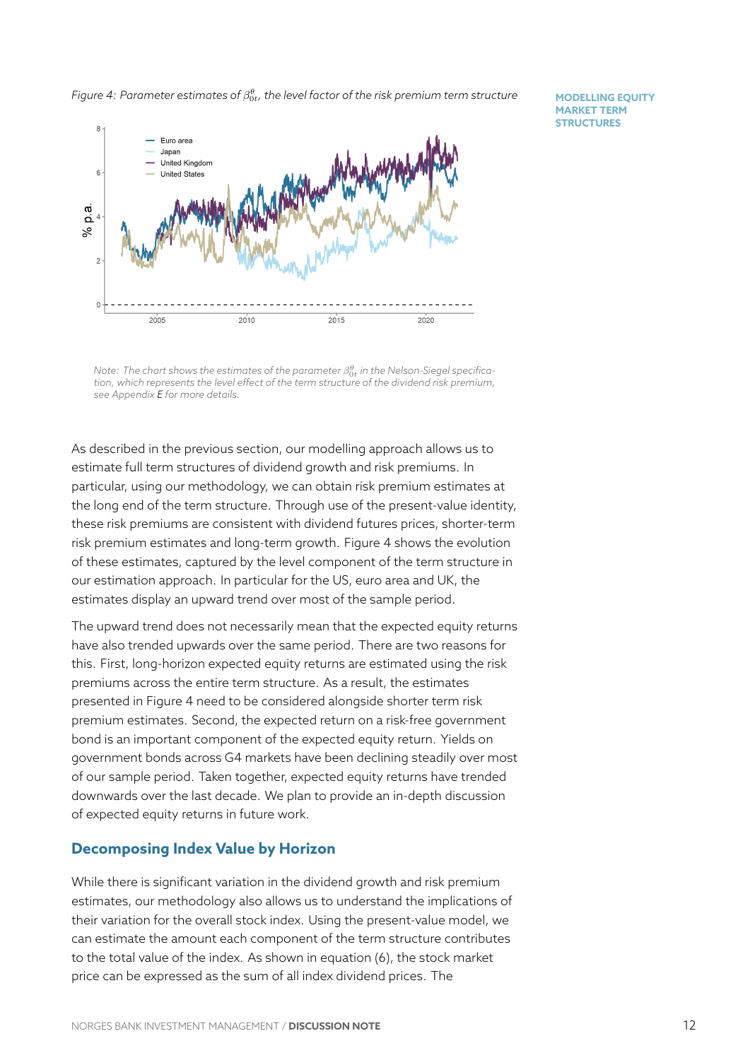Figure 4: Parameter estimates of $\beta^{\theta}_{0t}$, the level factor of the risk premium term structure

*Note: The chart shows the estimates of the parameter $\beta^{\theta}_{0t}$ in the Nelson-Siegel specification, which represents the level effect of the term structure of the dividend risk premium, see Appendix E for more details.*

As described in the previous section, our modelling approach allows us to estimate full term structures of dividend growth and risk premiums. In particular, using our methodology, we can obtain risk premium estimates at the long end of the term structure. Through use of the present-value identity, these risk premiums are consistent with dividend futures prices, shorter-term risk premium estimates and long-term growth. Figure 4 shows the evolution of these estimates, captured by the level component of the term structure in our estimation approach. In particular for the US, euro area and UK, the estimates display an upward trend over most of the sample period.

The upward trend does not necessarily mean that the expected equity returns have also trended upwards over the same period. There are two reasons for this. First, long-horizon expected equity returns are estimated using the risk premiums across the entire term structure. As a result, the estimates presented in Figure 4 need to be considered alongside shorter term risk premium estimates. Second, the expected return on a risk-free government bond is an important component of the expected equity return. Yields on government bonds across G4 markets have been declining steadily over most of our sample period. Taken together, expected equity returns have trended downwards over the last decade. We plan to provide an in-depth discussion of expected equity returns in future work.

## Decomposing Index Value by Horizon

While there is significant variation in the dividend growth and risk premium estimates, our methodology also allows us to understand the implications of their variation for the overall stock index. Using the present-value model, we can estimate the amount each component of the term structure contributes to the total value of the index. As shown in equation (6), the stock market price can be expressed as the sum of all index dividend prices. The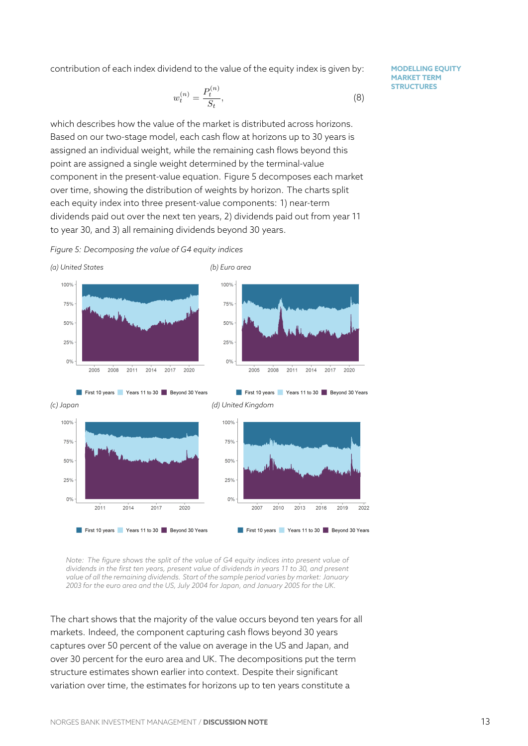contribution of each index dividend to the value of the equity index is given by:

$$w_t^{(n)} = \frac{P_t^{(n)}}{S_t}, \tag{8}$$

which describes how the value of the market is distributed across horizons. Based on our two-stage model, each cash flow at horizons up to 30 years is assigned an individual weight, while the remaining cash flows beyond this point are assigned a single weight determined by the terminal-value component in the present-value equation. Figure 5 decomposes each market over time, showing the distribution of weights by horizon. The charts split each equity index into three present-value components: 1) near-term dividends paid out over the next ten years, 2) dividends paid out from year 11 to year 30, and 3) all remaining dividends beyond 30 years.

*Figure 5: Decomposing the value of G4 equity indices*

*(a) United States*

*(b) Euro area*

*(c) Japan*

*(d) United Kingdom*

*Note: The figure shows the split of the value of G4 equity indices into present value of dividends in the first ten years, present value of dividends in years 11 to 30, and present value of all the remaining dividends. Start of the sample period varies by market: January 2003 for the euro area and the US, July 2004 for Japan, and January 2005 for the UK.*

The chart shows that the majority of the value occurs beyond ten years for all markets. Indeed, the component capturing cash flows beyond 30 years captures over 50 percent of the value on average in the US and Japan, and over 30 percent for the euro area and UK. The decompositions put the term structure estimates shown earlier into context. Despite their significant variation over time, the estimates for horizons up to ten years constitute a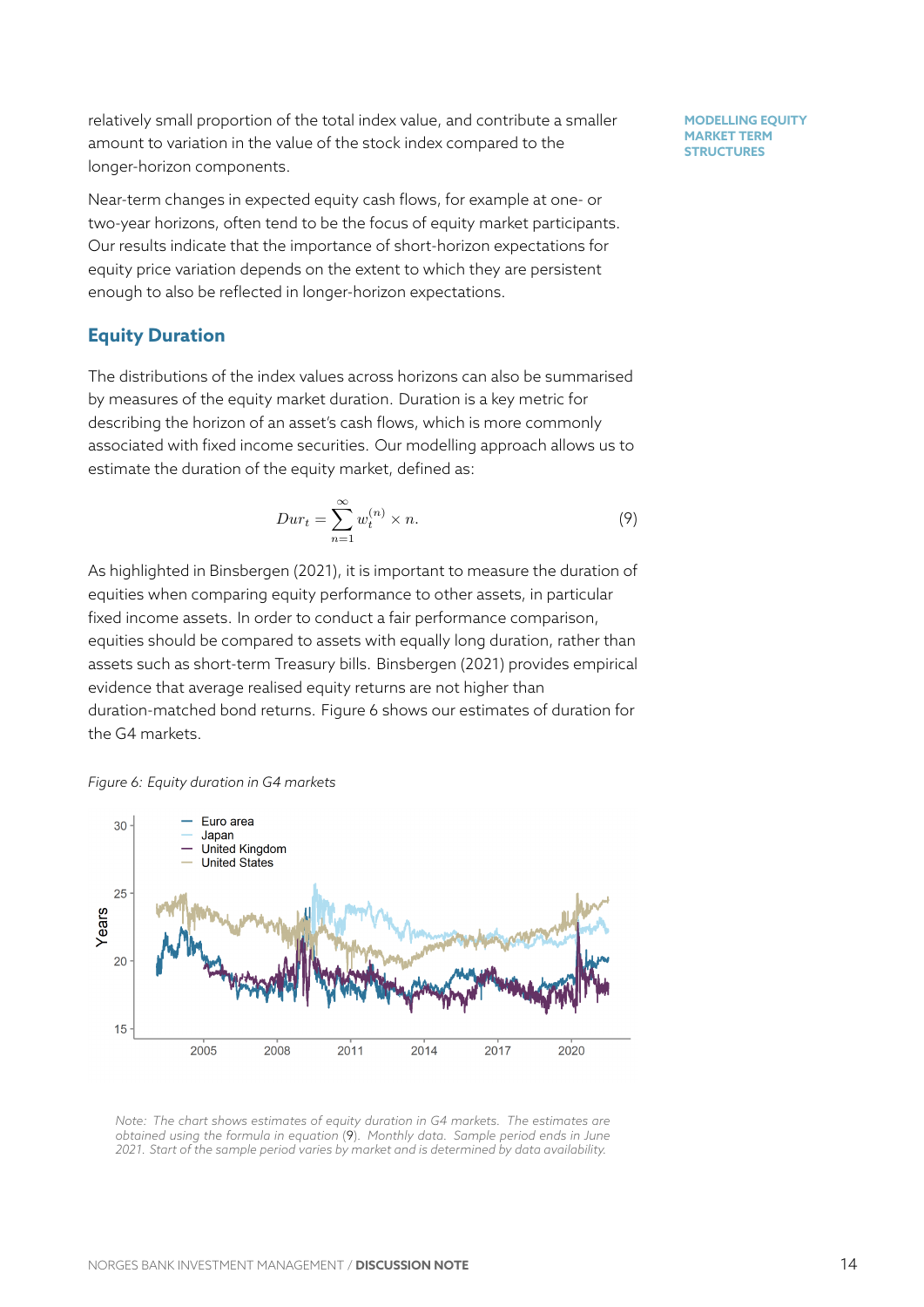relatively small proportion of the total index value, and contribute a smaller amount to variation in the value of the stock index compared to the longer-horizon components.

Near-term changes in expected equity cash flows, for example at one- or two-year horizons, often tend to be the focus of equity market participants. Our results indicate that the importance of short-horizon expectations for equity price variation depends on the extent to which they are persistent enough to also be reflected in longer-horizon expectations.

## Equity Duration

The distributions of the index values across horizons can also be summarised by measures of the equity market duration. Duration is a key metric for describing the horizon of an asset's cash flows, which is more commonly associated with fixed income securities. Our modelling approach allows us to estimate the duration of the equity market, defined as:

$$Dur_t = \sum_{n=1}^{\infty} w_t^{(n)} \times n. \tag{9}$$

As highlighted in Binsbergen (2021), it is important to measure the duration of equities when comparing equity performance to other assets, in particular fixed income assets. In order to conduct a fair performance comparison, equities should be compared to assets with equally long duration, rather than assets such as short-term Treasury bills. Binsbergen (2021) provides empirical evidence that average realised equity returns are not higher than duration-matched bond returns. Figure 6 shows our estimates of duration for the G4 markets.

*Figure 6: Equity duration in G4 markets*

*Note: The chart shows estimates of equity duration in G4 markets. The estimates are obtained using the formula in equation (9). Monthly data. Sample period ends in June 2021. Start of the sample period varies by market and is determined by data availability.*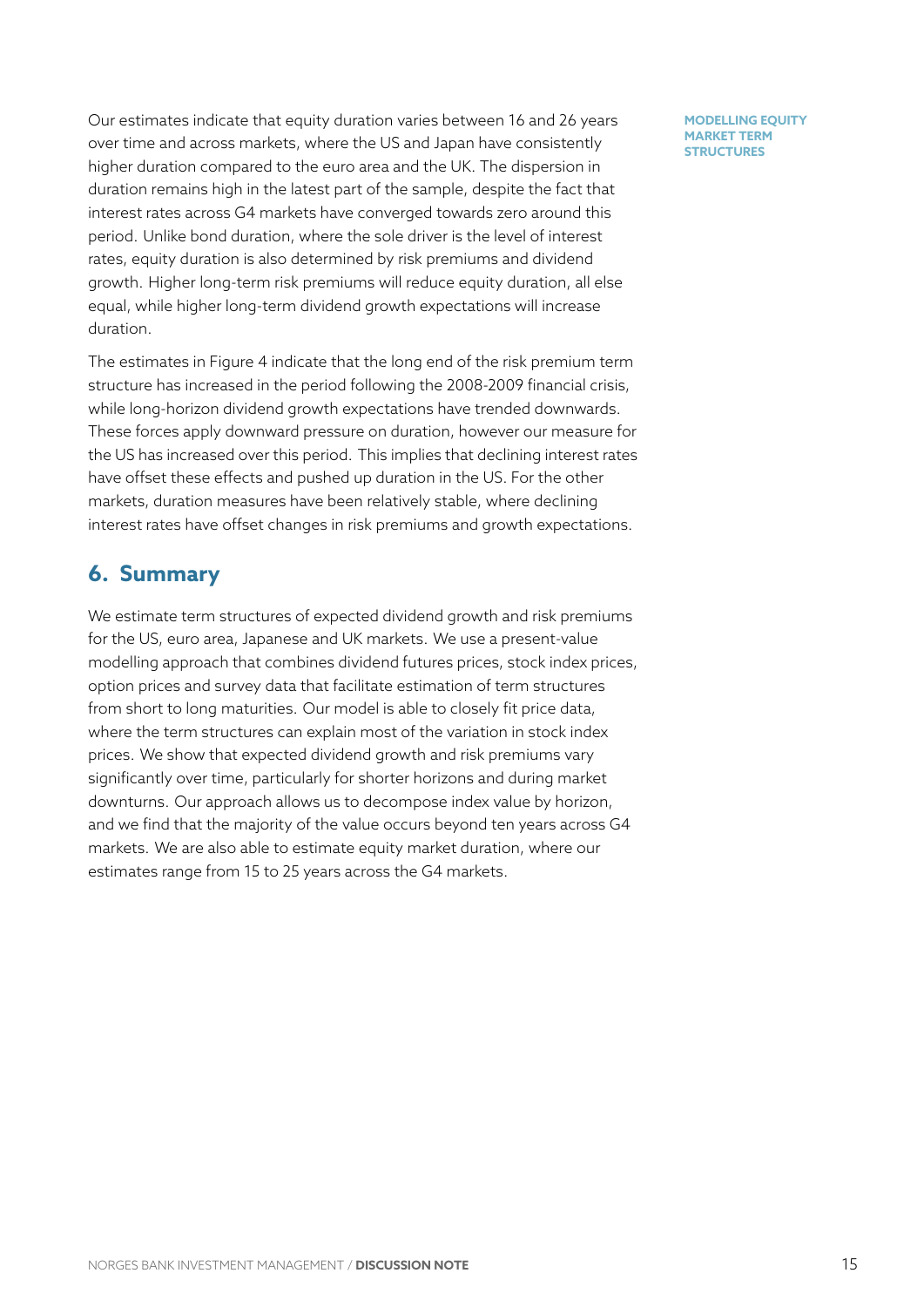Our estimates indicate that equity duration varies between 16 and 26 years over time and across markets, where the US and Japan have consistently higher duration compared to the euro area and the UK. The dispersion in duration remains high in the latest part of the sample, despite the fact that interest rates across G4 markets have converged towards zero around this period. Unlike bond duration, where the sole driver is the level of interest rates, equity duration is also determined by risk premiums and dividend growth. Higher long-term risk premiums will reduce equity duration, all else equal, while higher long-term dividend growth expectations will increase duration.

The estimates in Figure 4 indicate that the long end of the risk premium term structure has increased in the period following the 2008-2009 financial crisis, while long-horizon dividend growth expectations have trended downwards. These forces apply downward pressure on duration, however our measure for the US has increased over this period. This implies that declining interest rates have offset these effects and pushed up duration in the US. For the other markets, duration measures have been relatively stable, where declining interest rates have offset changes in risk premiums and growth expectations.

## 6. Summary

We estimate term structures of expected dividend growth and risk premiums for the US, euro area, Japanese and UK markets. We use a present-value modelling approach that combines dividend futures prices, stock index prices, option prices and survey data that facilitate estimation of term structures from short to long maturities. Our model is able to closely fit price data, where the term structures can explain most of the variation in stock index prices. We show that expected dividend growth and risk premiums vary significantly over time, particularly for shorter horizons and during market downturns. Our approach allows us to decompose index value by horizon, and we find that the majority of the value occurs beyond ten years across G4 markets. We are also able to estimate equity market duration, where our estimates range from 15 to 25 years across the G4 markets.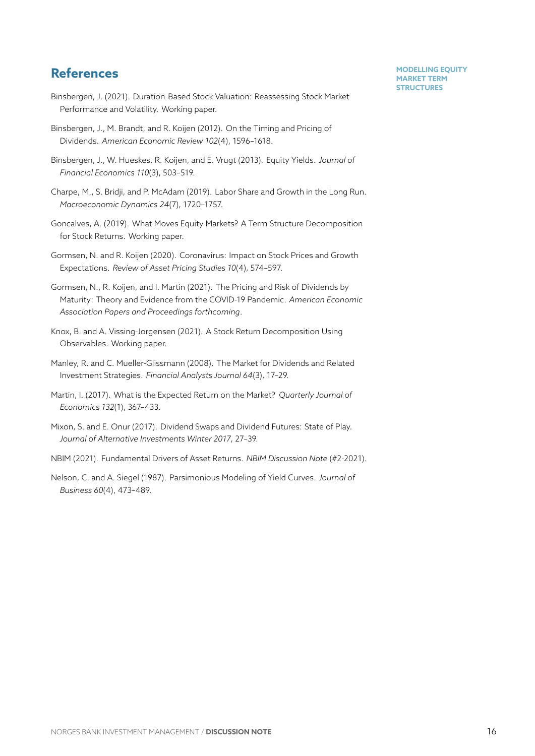## References

Binsbergen, J. (2021). Duration-Based Stock Valuation: Reassessing Stock Market Performance and Volatility. Working paper.

Binsbergen, J., M. Brandt, and R. Koijen (2012). On the Timing and Pricing of Dividends. *American Economic Review 102*(4), 1596–1618.

Binsbergen, J., W. Hueskes, R. Koijen, and E. Vrugt (2013). Equity Yields. *Journal of Financial Economics 110*(3), 503–519.

Charpe, M., S. Bridji, and P. McAdam (2019). Labor Share and Growth in the Long Run. *Macroeconomic Dynamics 24*(7), 1720–1757.

Goncalves, A. (2019). What Moves Equity Markets? A Term Structure Decomposition for Stock Returns. Working paper.

Gormsen, N. and R. Koijen (2020). Coronavirus: Impact on Stock Prices and Growth Expectations. *Review of Asset Pricing Studies 10*(4), 574–597.

Gormsen, N., R. Koijen, and I. Martin (2021). The Pricing and Risk of Dividends by Maturity: Theory and Evidence from the COVID-19 Pandemic. *American Economic Association Papers and Proceedings forthcoming*.

Knox, B. and A. Vissing-Jorgensen (2021). A Stock Return Decomposition Using Observables. Working paper.

Manley, R. and C. Mueller-Glissmann (2008). The Market for Dividends and Related Investment Strategies. *Financial Analysts Journal 64*(3), 17–29.

Martin, I. (2017). What is the Expected Return on the Market? *Quarterly Journal of Economics 132*(1), 367–433.

Mixon, S. and E. Onur (2017). Dividend Swaps and Dividend Futures: State of Play. *Journal of Alternative Investments Winter 2017*, 27–39.

NBIM (2021). Fundamental Drivers of Asset Returns. *NBIM Discussion Note* (#2-2021).

Nelson, C. and A. Siegel (1987). Parsimonious Modeling of Yield Curves. *Journal of Business 60*(4), 473–489.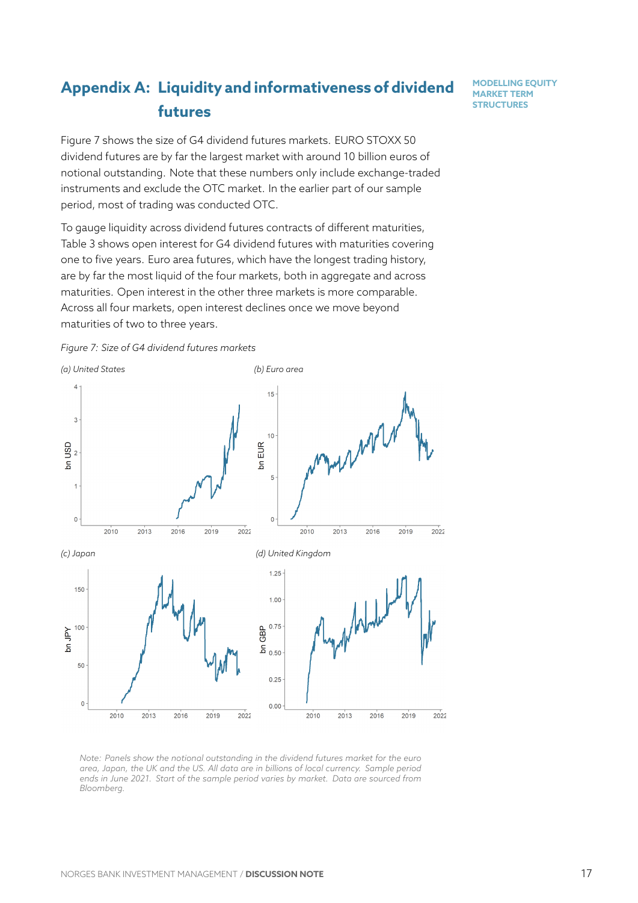# Appendix A: Liquidity and informativeness of dividend futures

Figure 7 shows the size of G4 dividend futures markets. EURO STOXX 50 dividend futures are by far the largest market with around 10 billion euros of notional outstanding. Note that these numbers only include exchange-traded instruments and exclude the OTC market. In the earlier part of our sample period, most of trading was conducted OTC.

To gauge liquidity across dividend futures contracts of different maturities, Table 3 shows open interest for G4 dividend futures with maturities covering one to five years. Euro area futures, which have the longest trading history, are by far the most liquid of the four markets, both in aggregate and across maturities. Open interest in the other three markets is more comparable. Across all four markets, open interest declines once we move beyond maturities of two to three years.

*Figure 7: Size of G4 dividend futures markets*

*(a) United States*

*(b) Euro area*

*(c) Japan*

*(d) United Kingdom*

*Note: Panels show the notional outstanding in the dividend futures market for the euro area, Japan, the UK and the US. All data are in billions of local currency. Sample period ends in June 2021. Start of the sample period varies by market. Data are sourced from Bloomberg.*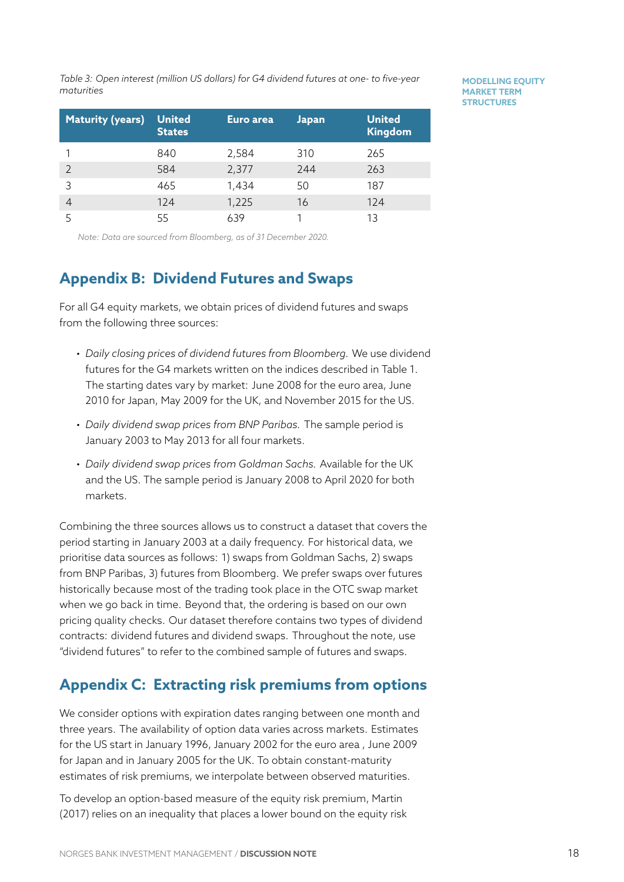*Table 3: Open interest (million US dollars) for G4 dividend futures at one- to five-year maturities*

| Maturity (years) | United States | Euro area | Japan | United Kingdom |
|---|---|---|---|---|
| 1 | 840 | 2,584 | 310 | 265 |
| 2 | 584 | 2,377 | 244 | 263 |
| 3 | 465 | 1,434 | 50 | 187 |
| 4 | 124 | 1,225 | 16 | 124 |
| 5 | 55 | 639 | 1 | 13 |

*Note: Data are sourced from Bloomberg, as of 31 December 2020.*

## Appendix B: Dividend Futures and Swaps

For all G4 equity markets, we obtain prices of dividend futures and swaps from the following three sources:

- *Daily closing prices of dividend futures from Bloomberg.* We use dividend futures for the G4 markets written on the indices described in Table 1. The starting dates vary by market: June 2008 for the euro area, June 2010 for Japan, May 2009 for the UK, and November 2015 for the US.
- *Daily dividend swap prices from BNP Paribas.* The sample period is January 2003 to May 2013 for all four markets.
- *Daily dividend swap prices from Goldman Sachs.* Available for the UK and the US. The sample period is January 2008 to April 2020 for both markets.

Combining the three sources allows us to construct a dataset that covers the period starting in January 2003 at a daily frequency. For historical data, we prioritise data sources as follows: 1) swaps from Goldman Sachs, 2) swaps from BNP Paribas, 3) futures from Bloomberg. We prefer swaps over futures historically because most of the trading took place in the OTC swap market when we go back in time. Beyond that, the ordering is based on our own pricing quality checks. Our dataset therefore contains two types of dividend contracts: dividend futures and dividend swaps. Throughout the note, use "dividend futures" to refer to the combined sample of futures and swaps.

## Appendix C: Extracting risk premiums from options

We consider options with expiration dates ranging between one month and three years. The availability of option data varies across markets. Estimates for the US start in January 1996, January 2002 for the euro area , June 2009 for Japan and in January 2005 for the UK. To obtain constant-maturity estimates of risk premiums, we interpolate between observed maturities.

To develop an option-based measure of the equity risk premium, Martin (2017) relies on an inequality that places a lower bound on the equity risk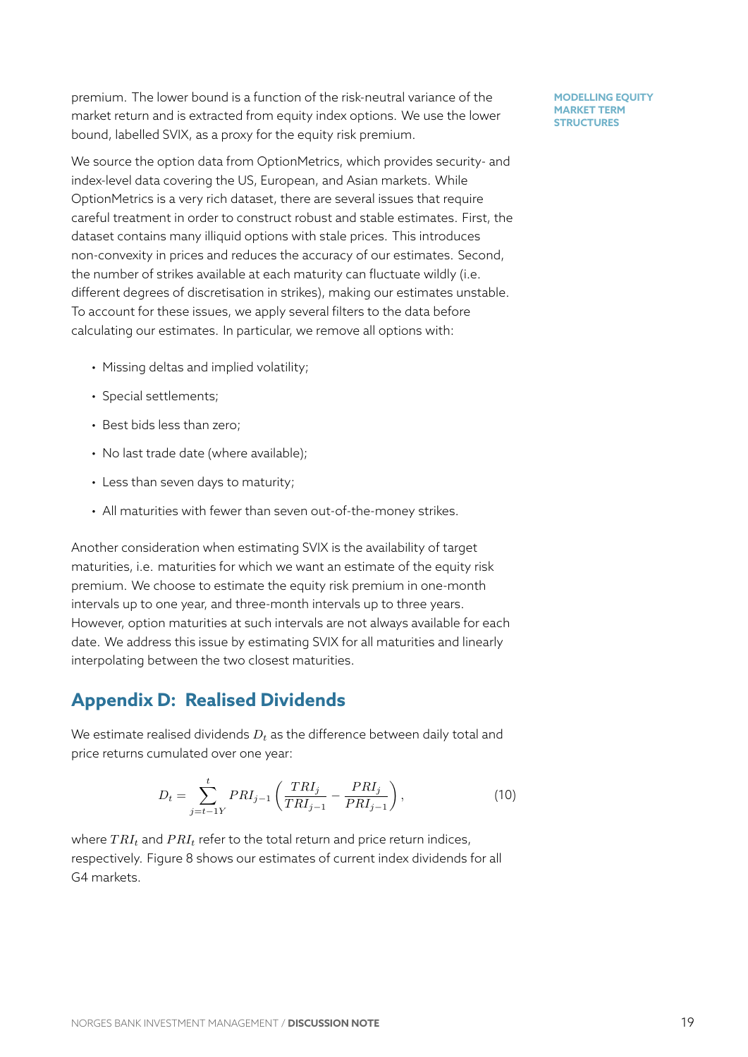premium. The lower bound is a function of the risk-neutral variance of the market return and is extracted from equity index options. We use the lower bound, labelled SVIX, as a proxy for the equity risk premium.

We source the option data from OptionMetrics, which provides security- and index-level data covering the US, European, and Asian markets. While OptionMetrics is a very rich dataset, there are several issues that require careful treatment in order to construct robust and stable estimates. First, the dataset contains many illiquid options with stale prices. This introduces non-convexity in prices and reduces the accuracy of our estimates. Second, the number of strikes available at each maturity can fluctuate wildly (i.e. different degrees of discretisation in strikes), making our estimates unstable. To account for these issues, we apply several filters to the data before calculating our estimates. In particular, we remove all options with:

- Missing deltas and implied volatility;
- Special settlements;
- Best bids less than zero;
- No last trade date (where available);
- Less than seven days to maturity;
- All maturities with fewer than seven out-of-the-money strikes.

Another consideration when estimating SVIX is the availability of target maturities, i.e. maturities for which we want an estimate of the equity risk premium. We choose to estimate the equity risk premium in one-month intervals up to one year, and three-month intervals up to three years. However, option maturities at such intervals are not always available for each date. We address this issue by estimating SVIX for all maturities and linearly interpolating between the two closest maturities.

## Appendix D: Realised Dividends

We estimate realised dividends $D_t$ as the difference between daily total and price returns cumulated over one year:

$$D_t = \sum_{j=t-1Y}^{t} PRI_{j-1} \left( \frac{TRI_j}{TRI_{j-1}} - \frac{PRI_j}{PRI_{j-1}} \right), \tag{10}$$

where $TRI_t$ and $PRI_t$ refer to the total return and price return indices, respectively. Figure 8 shows our estimates of current index dividends for all G4 markets.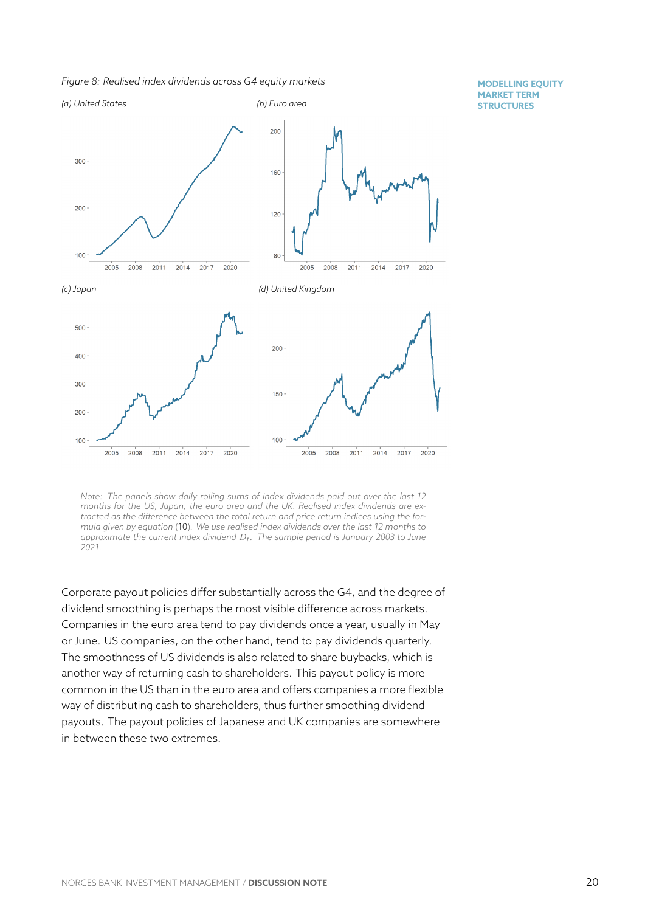*Figure 8: Realised index dividends across G4 equity markets*

*(a) United States*

*(b) Euro area*

*(c) Japan*

*(d) United Kingdom*

*Note: The panels show daily rolling sums of index dividends paid out over the last 12 months for the US, Japan, the euro area and the UK. Realised index dividends are extracted as the difference between the total return and price return indices using the formula given by equation (10). We use realised index dividends over the last 12 months to approximate the current index dividend $D_t$. The sample period is January 2003 to June 2021.*

Corporate payout policies differ substantially across the G4, and the degree of dividend smoothing is perhaps the most visible difference across markets. Companies in the euro area tend to pay dividends once a year, usually in May or June. US companies, on the other hand, tend to pay dividends quarterly. The smoothness of US dividends is also related to share buybacks, which is another way of returning cash to shareholders. This payout policy is more common in the US than in the euro area and offers companies a more flexible way of distributing cash to shareholders, thus further smoothing dividend payouts. The payout policies of Japanese and UK companies are somewhere in between these two extremes.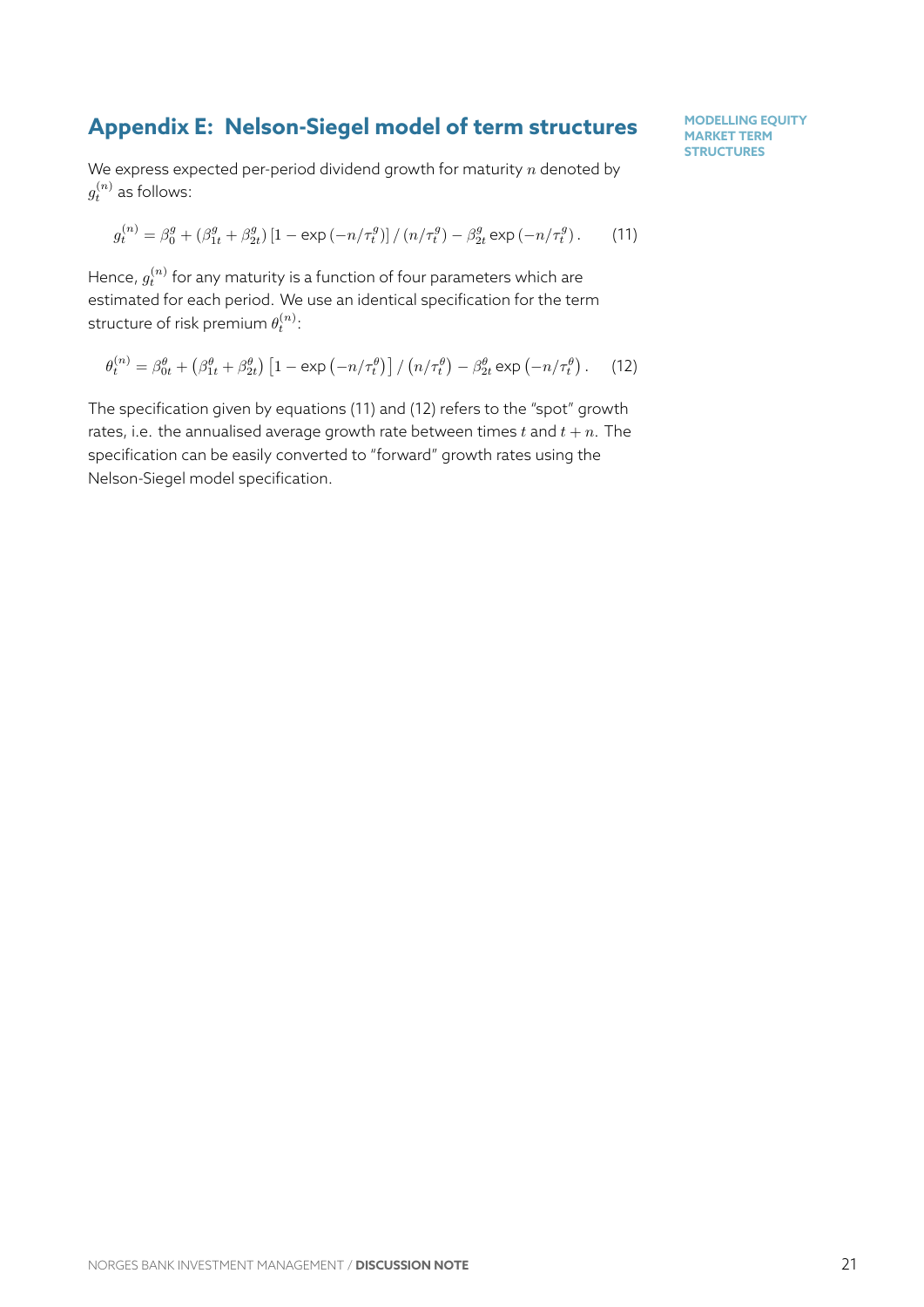## Appendix E: Nelson-Siegel model of term structures

We express expected per-period dividend growth for maturity $n$ denoted by $g_t^{(n)}$ as follows:

$$g_t^{(n)} = \beta_0^g + (\beta_{1t}^g + \beta_{2t}^g)\left[1 - \exp\left(-n/\tau_t^g\right)\right] / \left(n/\tau_t^g\right) - \beta_{2t}^g \exp\left(-n/\tau_t^g\right). \tag{11}$$

Hence, $g_t^{(n)}$ for any maturity is a function of four parameters which are estimated for each period. We use an identical specification for the term structure of risk premium $\theta_t^{(n)}$:

$$\theta_t^{(n)} = \beta_{0t}^\theta + \left(\beta_{1t}^\theta + \beta_{2t}^\theta\right)\left[1 - \exp\left(-n/\tau_t^\theta\right)\right] / \left(n/\tau_t^\theta\right) - \beta_{2t}^\theta \exp\left(-n/\tau_t^\theta\right). \tag{12}$$

The specification given by equations (11) and (12) refers to the "spot" growth rates, i.e. the annualised average growth rate between times $t$ and $t+n$. The specification can be easily converted to "forward" growth rates using the Nelson-Siegel model specification.